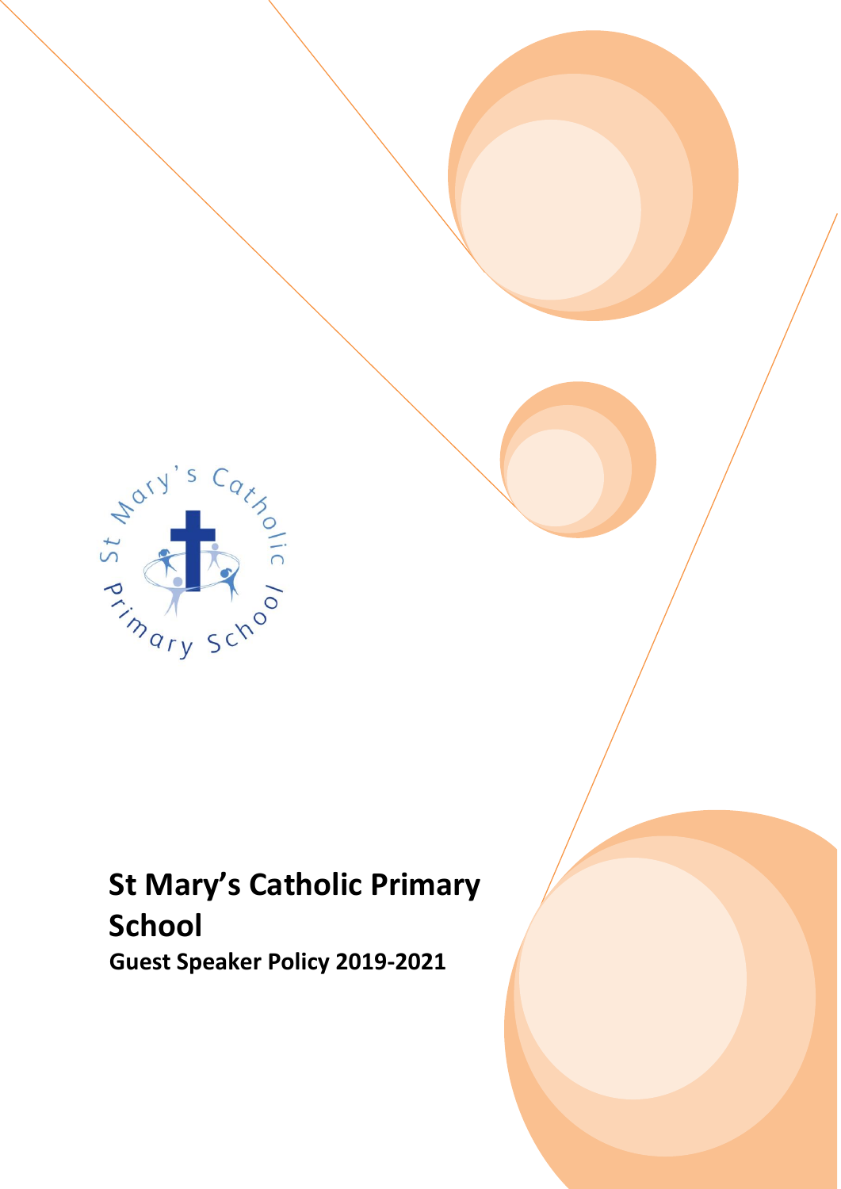# St Mary's Catholic Primary School

## Guest Speaker Policy 2019-2021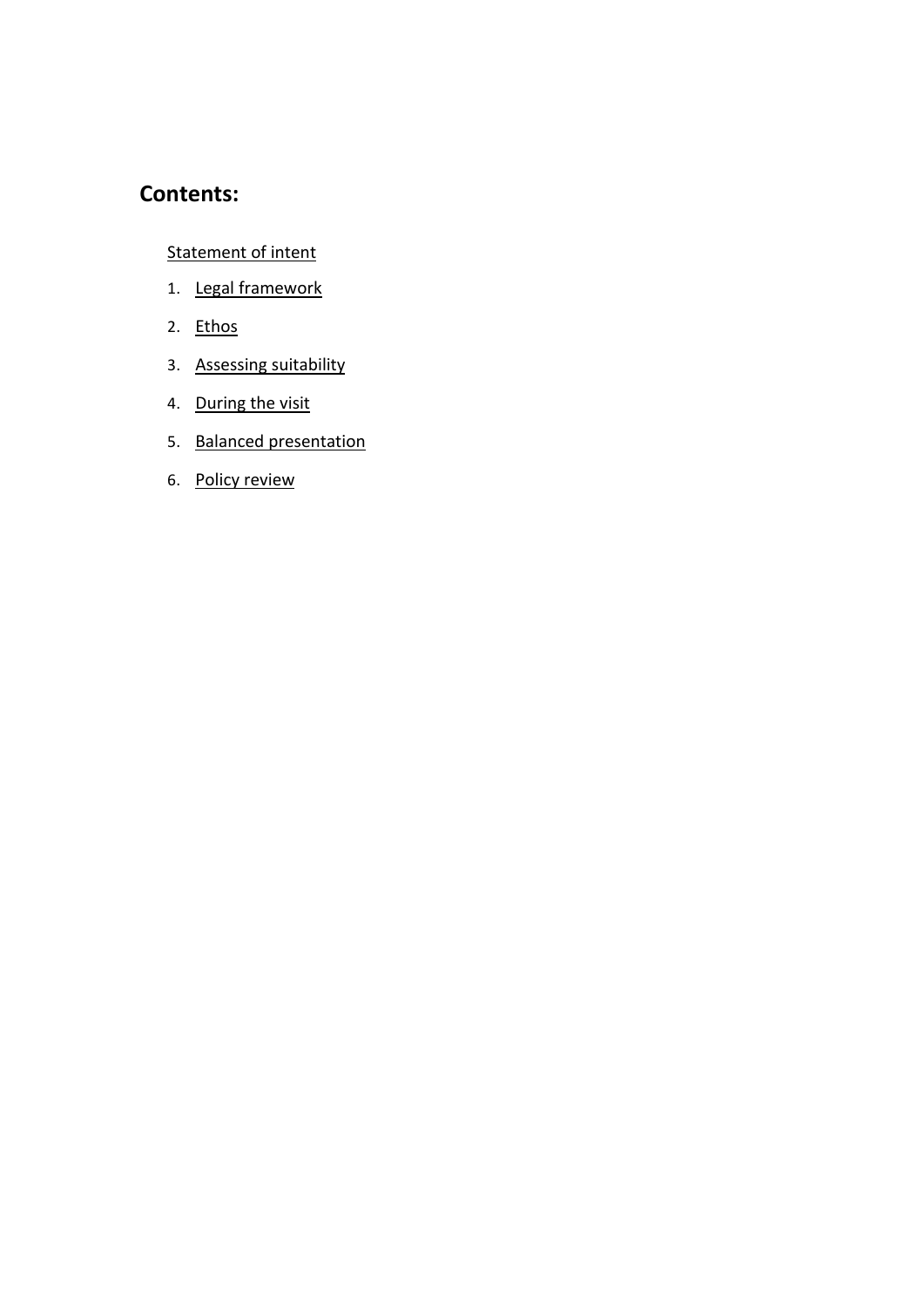## Contents:

Statement of intent

1. Legal framework
2. Ethos
3. Assessing suitability
4. During the visit
5. Balanced presentation
6. Policy review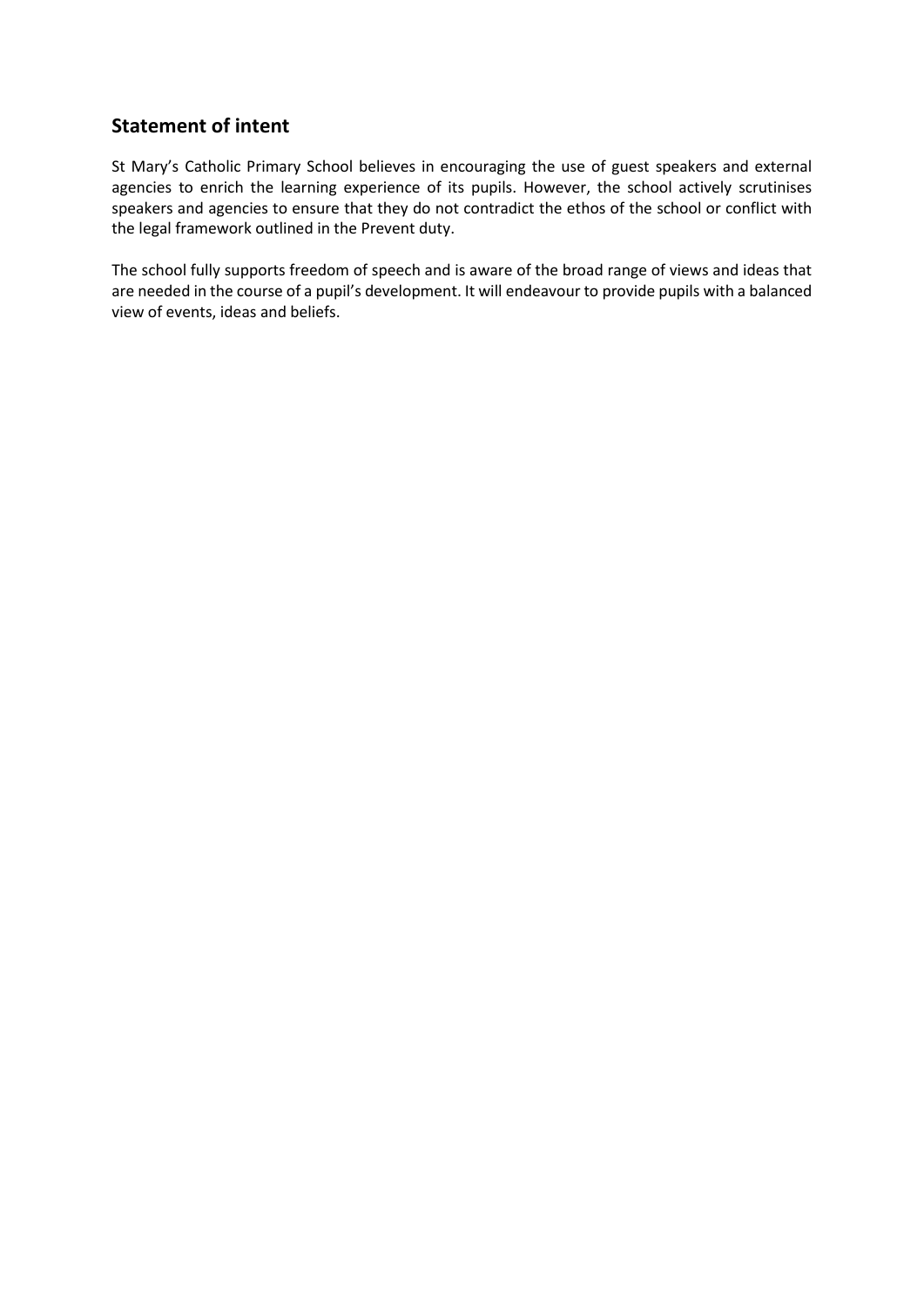## Statement of intent

St Mary's Catholic Primary School believes in encouraging the use of guest speakers and external agencies to enrich the learning experience of its pupils. However, the school actively scrutinises speakers and agencies to ensure that they do not contradict the ethos of the school or conflict with the legal framework outlined in the Prevent duty.

The school fully supports freedom of speech and is aware of the broad range of views and ideas that are needed in the course of a pupil's development. It will endeavour to provide pupils with a balanced view of events, ideas and beliefs.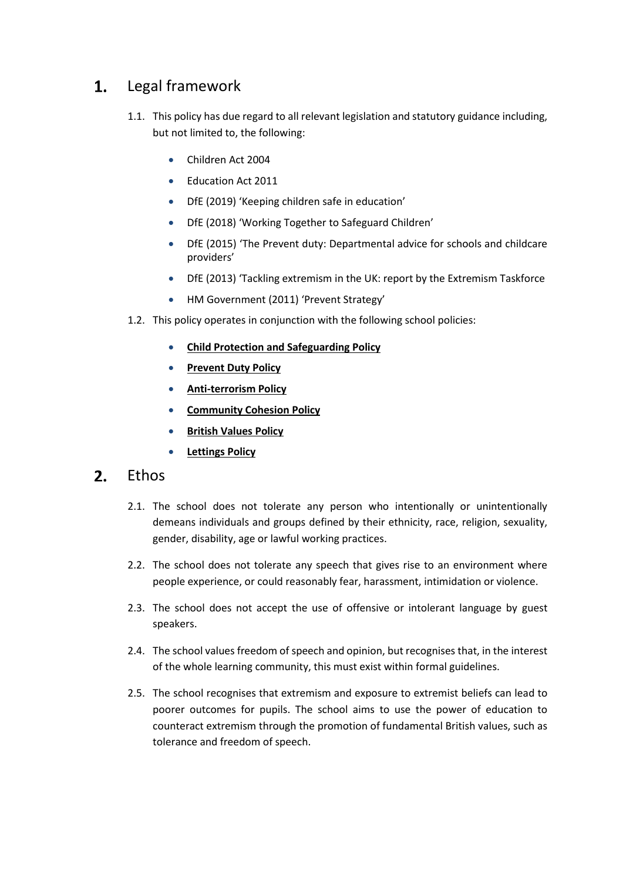# 1. Legal framework

1.1. This policy has due regard to all relevant legislation and statutory guidance including, but not limited to, the following:

- Children Act 2004
- Education Act 2011
- DfE (2019) 'Keeping children safe in education'
- DfE (2018) 'Working Together to Safeguard Children'
- DfE (2015) 'The Prevent duty: Departmental advice for schools and childcare providers'
- DfE (2013) 'Tackling extremism in the UK: report by the Extremism Taskforce
- HM Government (2011) 'Prevent Strategy'

1.2. This policy operates in conjunction with the following school policies:

- **Child Protection and Safeguarding Policy**
- **Prevent Duty Policy**
- **Anti-terrorism Policy**
- **Community Cohesion Policy**
- **British Values Policy**
- **Lettings Policy**

# 2. Ethos

2.1. The school does not tolerate any person who intentionally or unintentionally demeans individuals and groups defined by their ethnicity, race, religion, sexuality, gender, disability, age or lawful working practices.

2.2. The school does not tolerate any speech that gives rise to an environment where people experience, or could reasonably fear, harassment, intimidation or violence.

2.3. The school does not accept the use of offensive or intolerant language by guest speakers.

2.4. The school values freedom of speech and opinion, but recognises that, in the interest of the whole learning community, this must exist within formal guidelines.

2.5. The school recognises that extremism and exposure to extremist beliefs can lead to poorer outcomes for pupils. The school aims to use the power of education to counteract extremism through the promotion of fundamental British values, such as tolerance and freedom of speech.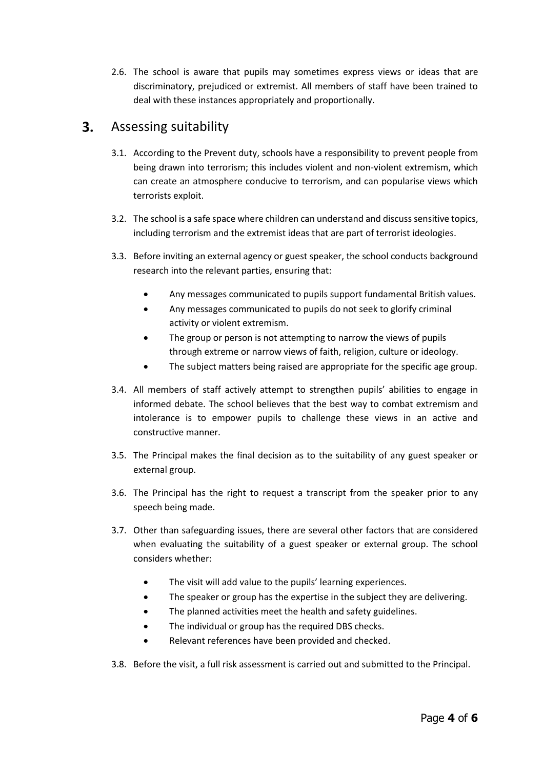2.6. The school is aware that pupils may sometimes express views or ideas that are discriminatory, prejudiced or extremist. All members of staff have been trained to deal with these instances appropriately and proportionally.

## 3. Assessing suitability

3.1. According to the Prevent duty, schools have a responsibility to prevent people from being drawn into terrorism; this includes violent and non-violent extremism, which can create an atmosphere conducive to terrorism, and can popularise views which terrorists exploit.

3.2. The school is a safe space where children can understand and discuss sensitive topics, including terrorism and the extremist ideas that are part of terrorist ideologies.

3.3. Before inviting an external agency or guest speaker, the school conducts background research into the relevant parties, ensuring that:

- Any messages communicated to pupils support fundamental British values.
- Any messages communicated to pupils do not seek to glorify criminal activity or violent extremism.
- The group or person is not attempting to narrow the views of pupils through extreme or narrow views of faith, religion, culture or ideology.
- The subject matters being raised are appropriate for the specific age group.

3.4. All members of staff actively attempt to strengthen pupils' abilities to engage in informed debate. The school believes that the best way to combat extremism and intolerance is to empower pupils to challenge these views in an active and constructive manner.

3.5. The Principal makes the final decision as to the suitability of any guest speaker or external group.

3.6. The Principal has the right to request a transcript from the speaker prior to any speech being made.

3.7. Other than safeguarding issues, there are several other factors that are considered when evaluating the suitability of a guest speaker or external group. The school considers whether:

- The visit will add value to the pupils' learning experiences.
- The speaker or group has the expertise in the subject they are delivering.
- The planned activities meet the health and safety guidelines.
- The individual or group has the required DBS checks.
- Relevant references have been provided and checked.

3.8. Before the visit, a full risk assessment is carried out and submitted to the Principal.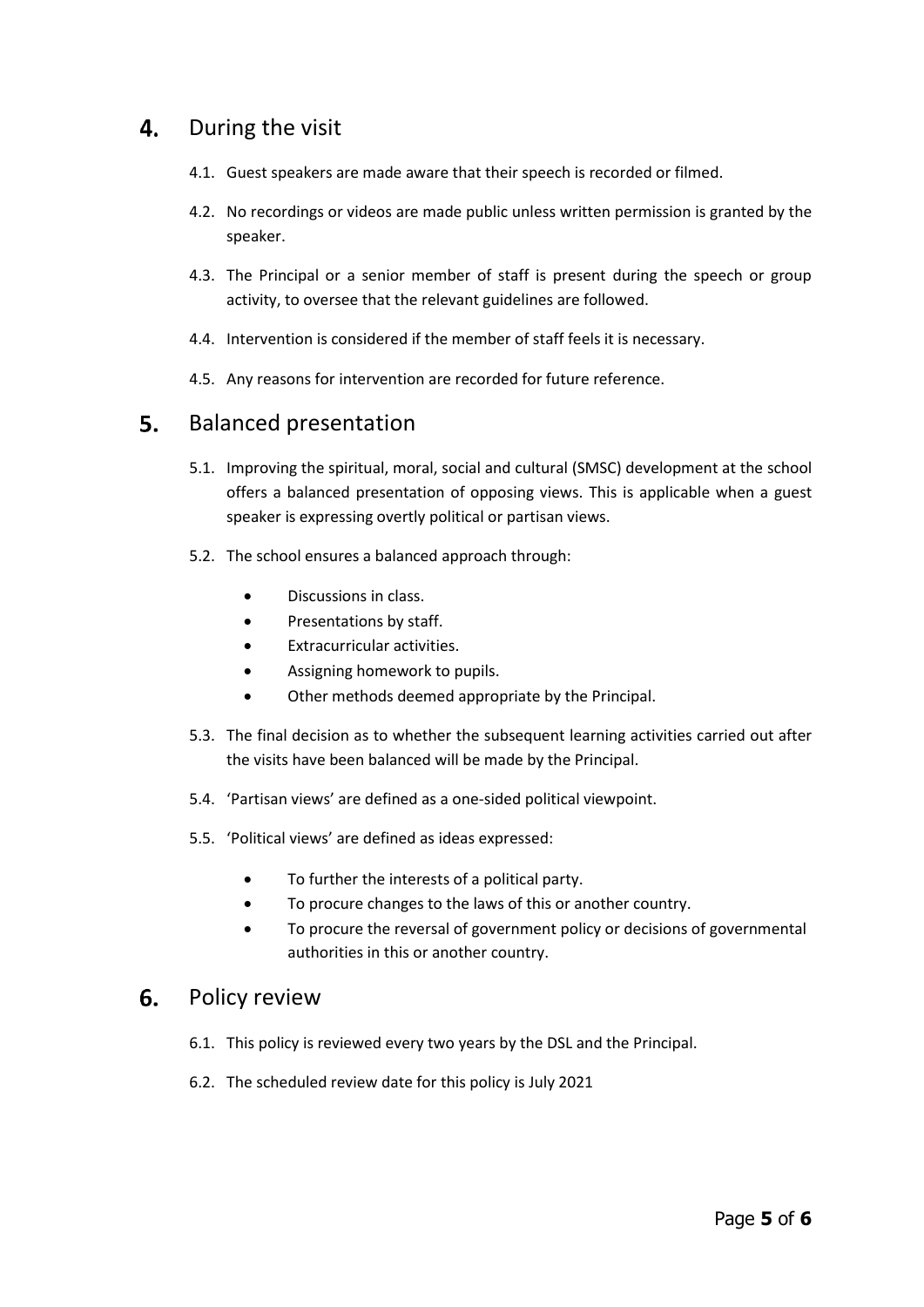## 4. During the visit

4.1. Guest speakers are made aware that their speech is recorded or filmed.

4.2. No recordings or videos are made public unless written permission is granted by the speaker.

4.3. The Principal or a senior member of staff is present during the speech or group activity, to oversee that the relevant guidelines are followed.

4.4. Intervention is considered if the member of staff feels it is necessary.

4.5. Any reasons for intervention are recorded for future reference.

## 5. Balanced presentation

5.1. Improving the spiritual, moral, social and cultural (SMSC) development at the school offers a balanced presentation of opposing views. This is applicable when a guest speaker is expressing overtly political or partisan views.

5.2. The school ensures a balanced approach through:

- Discussions in class.
- Presentations by staff.
- Extracurricular activities.
- Assigning homework to pupils.
- Other methods deemed appropriate by the Principal.

5.3. The final decision as to whether the subsequent learning activities carried out after the visits have been balanced will be made by the Principal.

5.4. 'Partisan views' are defined as a one-sided political viewpoint.

5.5. 'Political views' are defined as ideas expressed:

- To further the interests of a political party.
- To procure changes to the laws of this or another country.
- To procure the reversal of government policy or decisions of governmental authorities in this or another country.

## 6. Policy review

6.1. This policy is reviewed every two years by the DSL and the Principal.

6.2. The scheduled review date for this policy is July 2021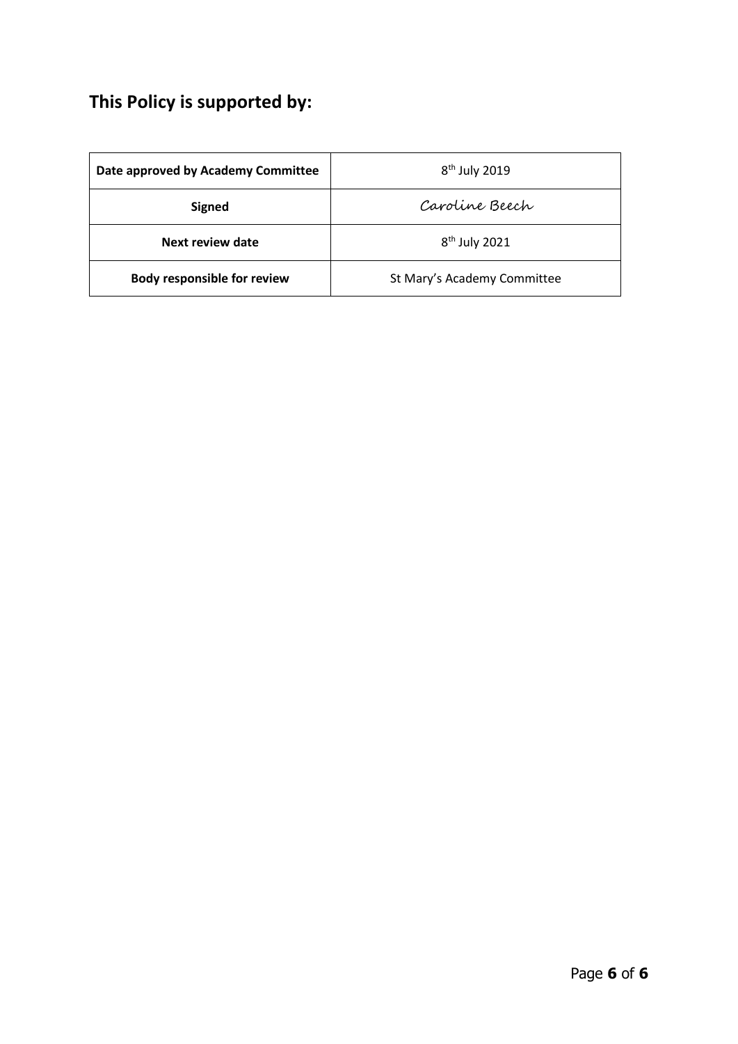## This Policy is supported by:

| | |
|---|---|
| **Date approved by Academy Committee** | 8th July 2019 |
| **Signed** | Caroline Beech |
| **Next review date** | 8th July 2021 |
| **Body responsible for review** | St Mary's Academy Committee |